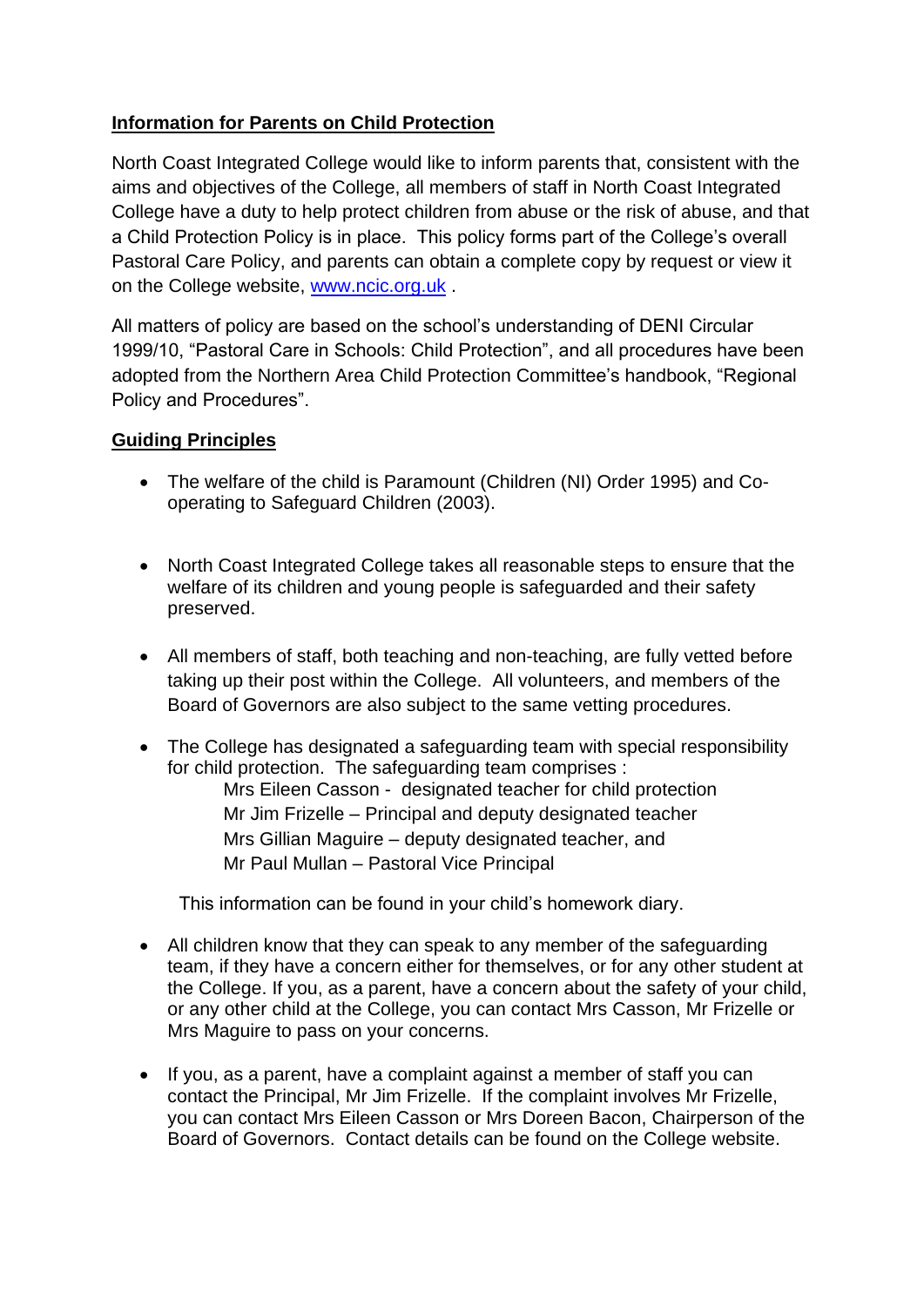**Information for Parents on Child Protection**

North Coast Integrated College would like to inform parents that, consistent with the aims and objectives of the College, all members of staff in North Coast Integrated College have a duty to help protect children from abuse or the risk of abuse, and that a Child Protection Policy is in place. This policy forms part of the College's overall Pastoral Care Policy, and parents can obtain a complete copy by request or view it on the College website, [www.ncic.org.uk](http://www.ncic.org.uk) .

All matters of policy are based on the school's understanding of DENI Circular 1999/10, "Pastoral Care in Schools: Child Protection", and all procedures have been adopted from the Northern Area Child Protection Committee's handbook, "Regional Policy and Procedures".

**Guiding Principles**

- The welfare of the child is Paramount (Children (NI) Order 1995) and Co-operating to Safeguard Children (2003).

- North Coast Integrated College takes all reasonable steps to ensure that the welfare of its children and young people is safeguarded and their safety preserved.

- All members of staff, both teaching and non-teaching, are fully vetted before taking up their post within the College. All volunteers, and members of the Board of Governors are also subject to the same vetting procedures.

- The College has designated a safeguarding team with special responsibility for child protection. The safeguarding team comprises :
  - Mrs Eileen Casson - designated teacher for child protection
  - Mr Jim Frizelle – Principal and deputy designated teacher
  - Mrs Gillian Maguire – deputy designated teacher, and
  - Mr Paul Mullan – Pastoral Vice Principal

  This information can be found in your child's homework diary.

- All children know that they can speak to any member of the safeguarding team, if they have a concern either for themselves, or for any other student at the College. If you, as a parent, have a concern about the safety of your child, or any other child at the College, you can contact Mrs Casson, Mr Frizelle or Mrs Maguire to pass on your concerns.

- If you, as a parent, have a complaint against a member of staff you can contact the Principal, Mr Jim Frizelle. If the complaint involves Mr Frizelle, you can contact Mrs Eileen Casson or Mrs Doreen Bacon, Chairperson of the Board of Governors. Contact details can be found on the College website.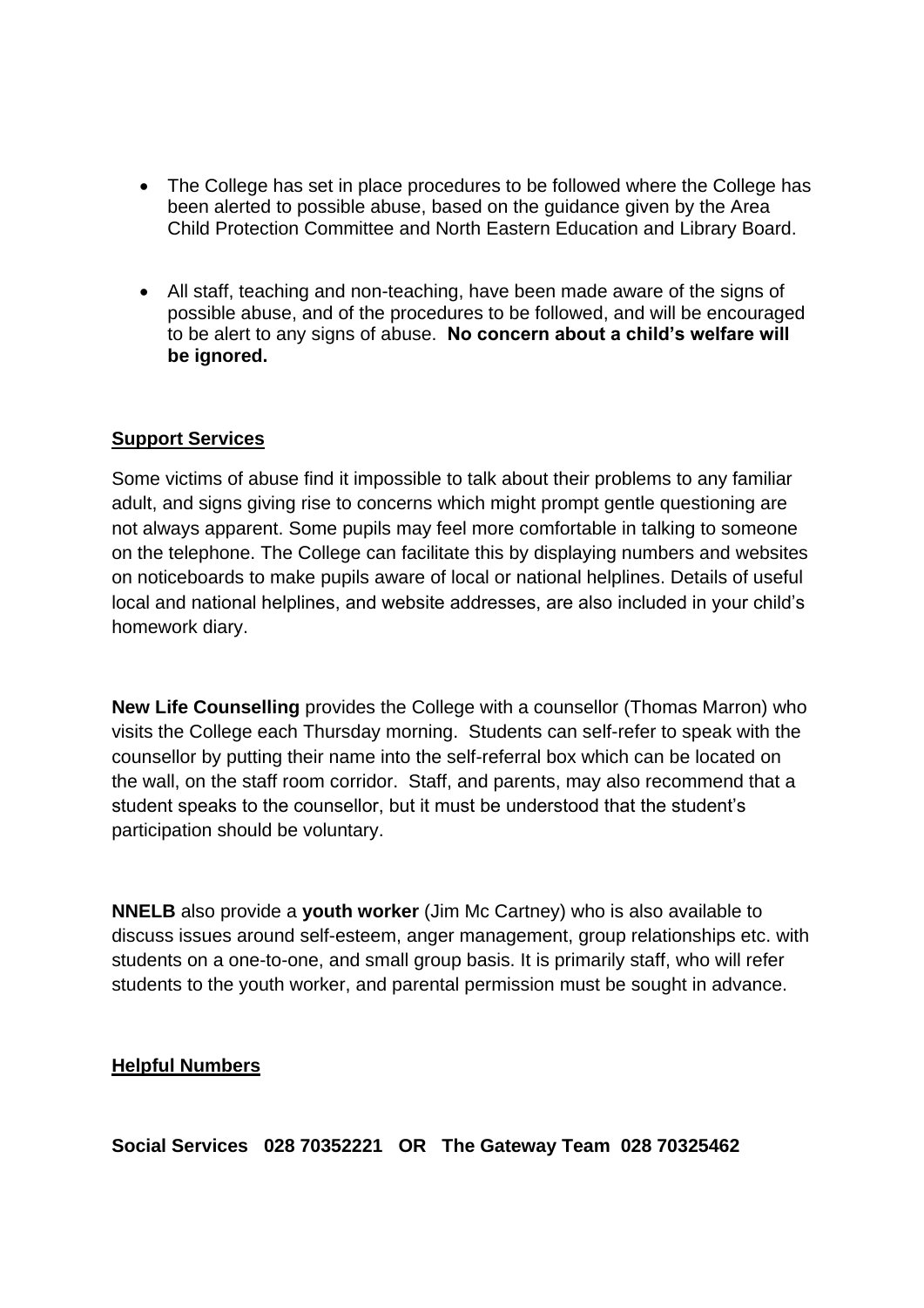- The College has set in place procedures to be followed where the College has been alerted to possible abuse, based on the guidance given by the Area Child Protection Committee and North Eastern Education and Library Board.

- All staff, teaching and non-teaching, have been made aware of the signs of possible abuse, and of the procedures to be followed, and will be encouraged to be alert to any signs of abuse. **No concern about a child's welfare will be ignored.**

**Support Services**

Some victims of abuse find it impossible to talk about their problems to any familiar adult, and signs giving rise to concerns which might prompt gentle questioning are not always apparent. Some pupils may feel more comfortable in talking to someone on the telephone. The College can facilitate this by displaying numbers and websites on noticeboards to make pupils aware of local or national helplines. Details of useful local and national helplines, and website addresses, are also included in your child's homework diary.

**New Life Counselling** provides the College with a counsellor (Thomas Marron) who visits the College each Thursday morning. Students can self-refer to speak with the counsellor by putting their name into the self-referral box which can be located on the wall, on the staff room corridor. Staff, and parents, may also recommend that a student speaks to the counsellor, but it must be understood that the student's participation should be voluntary.

**NNELB** also provide a **youth worker** (Jim Mc Cartney) who is also available to discuss issues around self-esteem, anger management, group relationships etc. with students on a one-to-one, and small group basis. It is primarily staff, who will refer students to the youth worker, and parental permission must be sought in advance.

**Helpful Numbers**

**Social Services 028 70352221 OR The Gateway Team 028 70325462**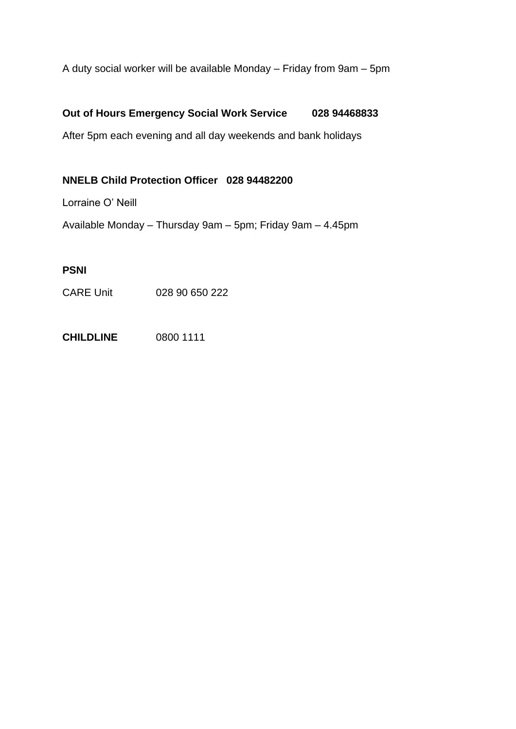A duty social worker will be available Monday – Friday from 9am – 5pm

**Out of Hours Emergency Social Work Service 028 94468833**

After 5pm each evening and all day weekends and bank holidays

**NNELB Child Protection Officer 028 94482200**

Lorraine O' Neill

Available Monday – Thursday 9am – 5pm; Friday 9am – 4.45pm

**PSNI**

CARE Unit 028 90 650 222

**CHILDLINE** 0800 1111